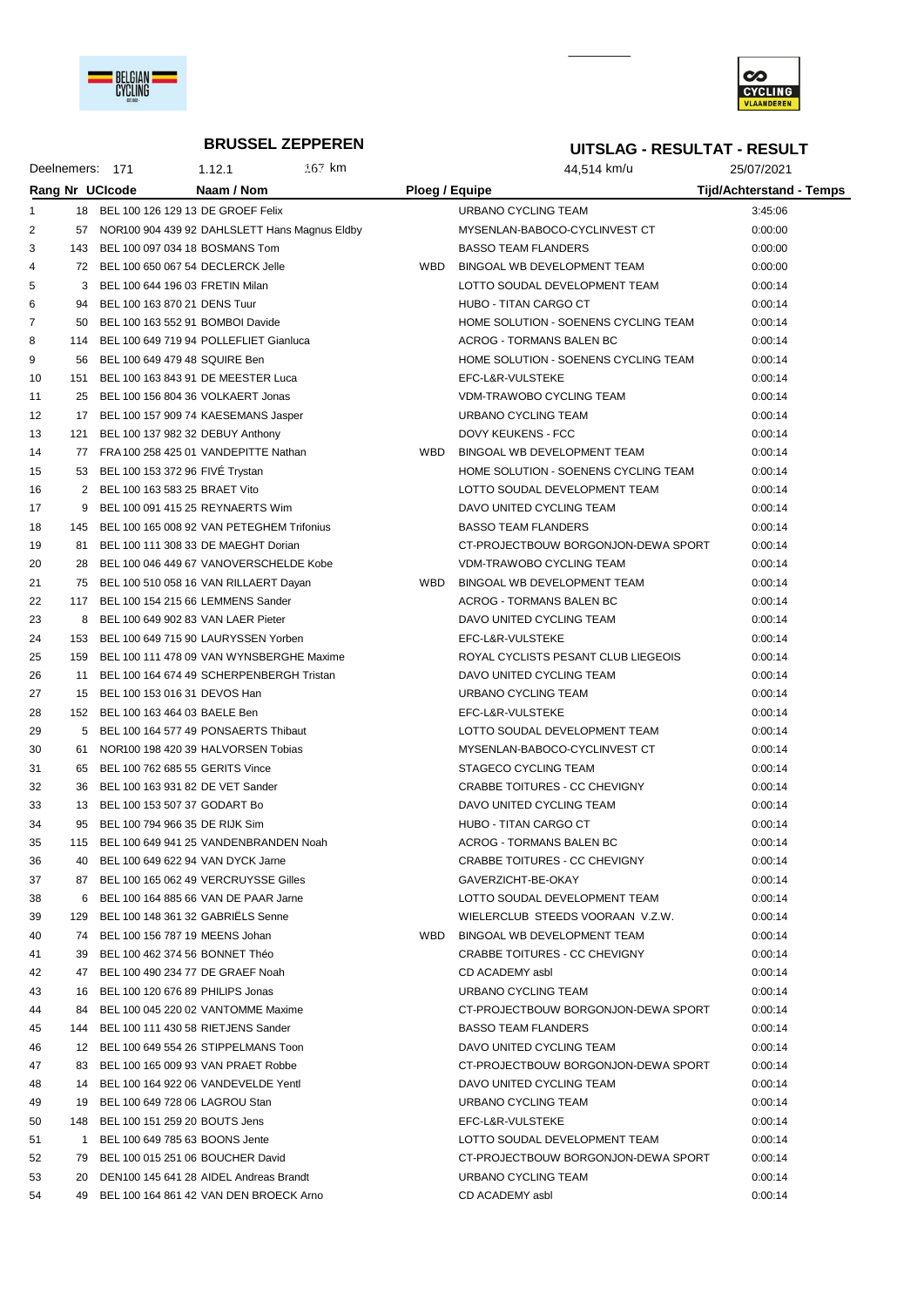# BRUSSEL ZEPPEREN

## UITSLAG - RESULTAT - RESULT

Deelnemers: 171 | 1.12.1 | 167 km | 44,514 km/u | 25/07/2021

| Rang | Nr | UCIcode | Naam / Nom | Ploeg / Equipe | | Tijd/Achterstand - Temps |
|---|---|---|---|---|---|---|
| 1 | 18 | BEL 100 126 129 13 | DE GROEF Felix | | URBANO CYCLING TEAM | 3:45:06 |
| 2 | 57 | NOR100 904 439 92 | DAHLSLETT Hans Magnus Eldby | | MYSENLAN-BABOCO-CYCLINVEST CT | 0:00:00 |
| 3 | 143 | BEL 100 097 034 18 | BOSMANS Tom | | BASSO TEAM FLANDERS | 0:00:00 |
| 4 | 72 | BEL 100 650 067 54 | DECLERCK Jelle | WBD | BINGOAL WB DEVELOPMENT TEAM | 0:00:00 |
| 5 | 3 | BEL 100 644 196 03 | FRETIN Milan | | LOTTO SOUDAL DEVELOPMENT TEAM | 0:00:14 |
| 6 | 94 | BEL 100 163 870 21 | DENS Tuur | | HUBO - TITAN CARGO CT | 0:00:14 |
| 7 | 50 | BEL 100 163 552 91 | BOMBOI Davide | | HOME SOLUTION - SOENENS CYCLING TEAM | 0:00:14 |
| 8 | 114 | BEL 100 649 719 94 | POLLEFLIET Gianluca | | ACROG - TORMANS BALEN BC | 0:00:14 |
| 9 | 56 | BEL 100 649 479 48 | SQUIRE Ben | | HOME SOLUTION - SOENENS CYCLING TEAM | 0:00:14 |
| 10 | 151 | BEL 100 163 843 91 | DE MEESTER Luca | | EFC-L&R-VULSTEKE | 0:00:14 |
| 11 | 25 | BEL 100 156 804 36 | VOLKAERT Jonas | | VDM-TRAWOBO CYCLING TEAM | 0:00:14 |
| 12 | 17 | BEL 100 157 909 74 | KAESEMANS Jasper | | URBANO CYCLING TEAM | 0:00:14 |
| 13 | 121 | BEL 100 137 982 32 | DEBUY Anthony | | DOVY KEUKENS - FCC | 0:00:14 |
| 14 | 77 | FRA 100 258 425 01 | VANDEPITTE Nathan | WBD | BINGOAL WB DEVELOPMENT TEAM | 0:00:14 |
| 15 | 53 | BEL 100 153 372 96 | FIVÉ Trystan | | HOME SOLUTION - SOENENS CYCLING TEAM | 0:00:14 |
| 16 | 2 | BEL 100 163 583 25 | BRAET Vito | | LOTTO SOUDAL DEVELOPMENT TEAM | 0:00:14 |
| 17 | 9 | BEL 100 091 415 25 | REYNAERTS Wim | | DAVO UNITED CYCLING TEAM | 0:00:14 |
| 18 | 145 | BEL 100 165 008 92 | VAN PETEGHEM Trifonius | | BASSO TEAM FLANDERS | 0:00:14 |
| 19 | 81 | BEL 100 111 308 33 | DE MAEGHT Dorian | | CT-PROJECTBOUW BORGONJON-DEWA SPORT | 0:00:14 |
| 20 | 28 | BEL 100 046 449 67 | VANOVERSCHELDE Kobe | | VDM-TRAWOBO CYCLING TEAM | 0:00:14 |
| 21 | 75 | BEL 100 510 058 16 | VAN RILLAERT Dayan | WBD | BINGOAL WB DEVELOPMENT TEAM | 0:00:14 |
| 22 | 117 | BEL 100 154 215 66 | LEMMENS Sander | | ACROG - TORMANS BALEN BC | 0:00:14 |
| 23 | 8 | BEL 100 649 902 83 | VAN LAER Pieter | | DAVO UNITED CYCLING TEAM | 0:00:14 |
| 24 | 153 | BEL 100 649 715 90 | LAURYSSEN Yorben | | EFC-L&R-VULSTEKE | 0:00:14 |
| 25 | 159 | BEL 100 111 478 09 | VAN WYNSBERGHE Maxime | | ROYAL CYCLISTS PESANT CLUB LIEGEOIS | 0:00:14 |
| 26 | 11 | BEL 100 164 674 49 | SCHERPENBERGH Tristan | | DAVO UNITED CYCLING TEAM | 0:00:14 |
| 27 | 15 | BEL 100 153 016 31 | DEVOS Han | | URBANO CYCLING TEAM | 0:00:14 |
| 28 | 152 | BEL 100 163 464 03 | BAELE Ben | | EFC-L&R-VULSTEKE | 0:00:14 |
| 29 | 5 | BEL 100 164 577 49 | PONSAERTS Thibaut | | LOTTO SOUDAL DEVELOPMENT TEAM | 0:00:14 |
| 30 | 61 | NOR100 198 420 39 | HALVORSEN Tobias | | MYSENLAN-BABOCO-CYCLINVEST CT | 0:00:14 |
| 31 | 65 | BEL 100 762 685 55 | GERITS Vince | | STAGECO CYCLING TEAM | 0:00:14 |
| 32 | 36 | BEL 100 163 931 82 | DE VET Sander | | CRABBE TOITURES - CC CHEVIGNY | 0:00:14 |
| 33 | 13 | BEL 100 153 507 37 | GODART Bo | | DAVO UNITED CYCLING TEAM | 0:00:14 |
| 34 | 95 | BEL 100 794 966 35 | DE RIJK Sim | | HUBO - TITAN CARGO CT | 0:00:14 |
| 35 | 115 | BEL 100 649 941 25 | VANDENBRANDEN Noah | | ACROG - TORMANS BALEN BC | 0:00:14 |
| 36 | 40 | BEL 100 649 622 94 | VAN DYCK Jarne | | CRABBE TOITURES - CC CHEVIGNY | 0:00:14 |
| 37 | 87 | BEL 100 165 062 49 | VERCRUYSSE Gilles | | GAVERZICHT-BE-OKAY | 0:00:14 |
| 38 | 6 | BEL 100 164 885 66 | VAN DE PAAR Jarne | | LOTTO SOUDAL DEVELOPMENT TEAM | 0:00:14 |
| 39 | 129 | BEL 100 148 361 32 | GABRIËLS Senne | | WIELERCLUB STEEDS VOORAAN V.Z.W. | 0:00:14 |
| 40 | 74 | BEL 100 156 787 19 | MEENS Johan | WBD | BINGOAL WB DEVELOPMENT TEAM | 0:00:14 |
| 41 | 39 | BEL 100 462 374 56 | BONNET Théo | | CRABBE TOITURES - CC CHEVIGNY | 0:00:14 |
| 42 | 47 | BEL 100 490 234 77 | DE GRAEF Noah | | CD ACADEMY asbl | 0:00:14 |
| 43 | 16 | BEL 100 120 676 89 | PHILIPS Jonas | | URBANO CYCLING TEAM | 0:00:14 |
| 44 | 84 | BEL 100 045 220 02 | VANTOMME Maxime | | CT-PROJECTBOUW BORGONJON-DEWA SPORT | 0:00:14 |
| 45 | 144 | BEL 100 111 430 58 | RIETJENS Sander | | BASSO TEAM FLANDERS | 0:00:14 |
| 46 | 12 | BEL 100 649 554 26 | STIPPELMANS Toon | | DAVO UNITED CYCLING TEAM | 0:00:14 |
| 47 | 83 | BEL 100 165 009 93 | VAN PRAET Robbe | | CT-PROJECTBOUW BORGONJON-DEWA SPORT | 0:00:14 |
| 48 | 14 | BEL 100 164 922 06 | VANDEVELDE Yentl | | DAVO UNITED CYCLING TEAM | 0:00:14 |
| 49 | 19 | BEL 100 649 728 06 | LAGROU Stan | | URBANO CYCLING TEAM | 0:00:14 |
| 50 | 148 | BEL 100 151 259 20 | BOUTS Jens | | EFC-L&R-VULSTEKE | 0:00:14 |
| 51 | 1 | BEL 100 649 785 63 | BOONS Jente | | LOTTO SOUDAL DEVELOPMENT TEAM | 0:00:14 |
| 52 | 79 | BEL 100 015 251 06 | BOUCHER David | | CT-PROJECTBOUW BORGONJON-DEWA SPORT | 0:00:14 |
| 53 | 20 | DEN100 145 641 28 | AIDEL Andreas Brandt | | URBANO CYCLING TEAM | 0:00:14 |
| 54 | 49 | BEL 100 164 861 42 | VAN DEN BROECK Arno | | CD ACADEMY asbl | 0:00:14 |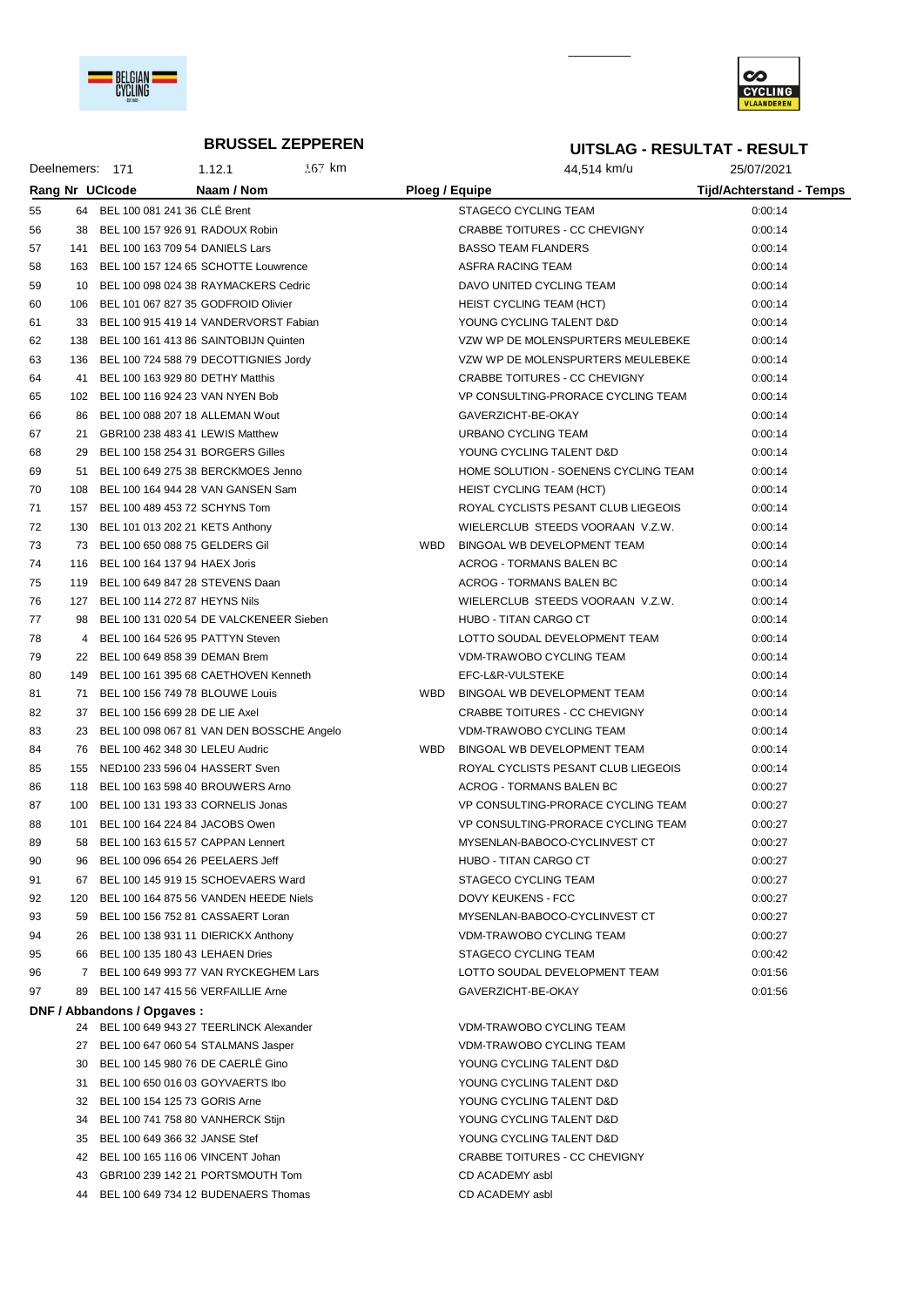## BRUSSEL ZEPPEREN

## UITSLAG - RESULTAT - RESULT

Deelnemers: 171 | 1.12.1 | 167 km | 44,514 km/u | 25/07/2021

| Rang | Nr | UCIcode | Naam / Nom | | Ploeg / Equipe | Tijd/Achterstand - Temps |
|---|---|---|---|---|---|---|
| 55 | 64 | BEL 100 081 241 36 | CLÉ Brent | | STAGECO CYCLING TEAM | 0:00:14 |
| 56 | 38 | BEL 100 157 926 91 | RADOUX Robin | | CRABBE TOITURES - CC CHEVIGNY | 0:00:14 |
| 57 | 141 | BEL 100 163 709 54 | DANIELS Lars | | BASSO TEAM FLANDERS | 0:00:14 |
| 58 | 163 | BEL 100 157 124 65 | SCHOTTE Louwrence | | ASFRA RACING TEAM | 0:00:14 |
| 59 | 10 | BEL 100 098 024 38 | RAYMACKERS Cedric | | DAVO UNITED CYCLING TEAM | 0:00:14 |
| 60 | 106 | BEL 101 067 827 35 | GODFROID Olivier | | HEIST CYCLING TEAM (HCT) | 0:00:14 |
| 61 | 33 | BEL 100 915 419 14 | VANDERVORST Fabian | | YOUNG CYCLING TALENT D&D | 0:00:14 |
| 62 | 138 | BEL 100 161 413 86 | SAINTOBIJN Quinten | | VZW WP DE MOLENSPURTERS MEULEBEKE | 0:00:14 |
| 63 | 136 | BEL 100 724 588 79 | DECOTTIGNIES Jordy | | VZW WP DE MOLENSPURTERS MEULEBEKE | 0:00:14 |
| 64 | 41 | BEL 100 163 929 80 | DETHY Matthis | | CRABBE TOITURES - CC CHEVIGNY | 0:00:14 |
| 65 | 102 | BEL 100 116 924 23 | VAN NYEN Bob | | VP CONSULTING-PRORACE CYCLING TEAM | 0:00:14 |
| 66 | 86 | BEL 100 088 207 18 | ALLEMAN Wout | | GAVERZICHT-BE-OKAY | 0:00:14 |
| 67 | 21 | GBR100 238 483 41 | LEWIS Matthew | | URBANO CYCLING TEAM | 0:00:14 |
| 68 | 29 | BEL 100 158 254 31 | BORGERS Gilles | | YOUNG CYCLING TALENT D&D | 0:00:14 |
| 69 | 51 | BEL 100 649 275 38 | BERCKMOES Jenno | | HOME SOLUTION - SOENENS CYCLING TEAM | 0:00:14 |
| 70 | 108 | BEL 100 164 944 28 | VAN GANSEN Sam | | HEIST CYCLING TEAM (HCT) | 0:00:14 |
| 71 | 157 | BEL 100 489 453 72 | SCHYNS Tom | | ROYAL CYCLISTS PESANT CLUB LIEGEOIS | 0:00:14 |
| 72 | 130 | BEL 101 013 202 21 | KETS Anthony | | WIELERCLUB STEEDS VOORAAN V.Z.W. | 0:00:14 |
| 73 | 73 | BEL 100 650 088 75 | GELDERS Gil | WBD | BINGOAL WB DEVELOPMENT TEAM | 0:00:14 |
| 74 | 116 | BEL 100 164 137 94 | HAEX Joris | | ACROG - TORMANS BALEN BC | 0:00:14 |
| 75 | 119 | BEL 100 649 847 28 | STEVENS Daan | | ACROG - TORMANS BALEN BC | 0:00:14 |
| 76 | 127 | BEL 100 114 272 87 | HEYNS Nils | | WIELERCLUB STEEDS VOORAAN V.Z.W. | 0:00:14 |
| 77 | 98 | BEL 100 131 020 54 | DE VALCKENEER Sieben | | HUBO - TITAN CARGO CT | 0:00:14 |
| 78 | 4 | BEL 100 164 526 95 | PATTYN Steven | | LOTTO SOUDAL DEVELOPMENT TEAM | 0:00:14 |
| 79 | 22 | BEL 100 649 858 39 | DEMAN Brem | | VDM-TRAWOBO CYCLING TEAM | 0:00:14 |
| 80 | 149 | BEL 100 161 395 68 | CAETHOVEN Kenneth | | EFC-L&R-VULSTEKE | 0:00:14 |
| 81 | 71 | BEL 100 156 749 78 | BLOUWE Louis | WBD | BINGOAL WB DEVELOPMENT TEAM | 0:00:14 |
| 82 | 37 | BEL 100 156 699 28 | DE LIE Axel | | CRABBE TOITURES - CC CHEVIGNY | 0:00:14 |
| 83 | 23 | BEL 100 098 067 81 | VAN DEN BOSSCHE Angelo | | VDM-TRAWOBO CYCLING TEAM | 0:00:14 |
| 84 | 76 | BEL 100 462 348 30 | LELEU Audric | WBD | BINGOAL WB DEVELOPMENT TEAM | 0:00:14 |
| 85 | 155 | NED100 233 596 04 | HASSERT Sven | | ROYAL CYCLISTS PESANT CLUB LIEGEOIS | 0:00:14 |
| 86 | 118 | BEL 100 163 598 40 | BROUWERS Arno | | ACROG - TORMANS BALEN BC | 0:00:27 |
| 87 | 100 | BEL 100 131 193 33 | CORNELIS Jonas | | VP CONSULTING-PRORACE CYCLING TEAM | 0:00:27 |
| 88 | 101 | BEL 100 164 224 84 | JACOBS Owen | | VP CONSULTING-PRORACE CYCLING TEAM | 0:00:27 |
| 89 | 58 | BEL 100 163 615 57 | CAPPAN Lennert | | MYSENLAN-BABOCO-CYCLINVEST CT | 0:00:27 |
| 90 | 96 | BEL 100 096 654 26 | PEELAERS Jeff | | HUBO - TITAN CARGO CT | 0:00:27 |
| 91 | 67 | BEL 100 145 919 15 | SCHOEVAERS Ward | | STAGECO CYCLING TEAM | 0:00:27 |
| 92 | 120 | BEL 100 164 875 56 | VANDEN HEEDE Niels | | DOVY KEUKENS - FCC | 0:00:27 |
| 93 | 59 | BEL 100 156 752 81 | CASSAERT Loran | | MYSENLAN-BABOCO-CYCLINVEST CT | 0:00:27 |
| 94 | 26 | BEL 100 138 931 11 | DIERICKX Anthony | | VDM-TRAWOBO CYCLING TEAM | 0:00:27 |
| 95 | 66 | BEL 100 135 180 43 | LEHAEN Dries | | STAGECO CYCLING TEAM | 0:00:42 |
| 96 | 7 | BEL 100 649 993 77 | VAN RYCKEGHEM Lars | | LOTTO SOUDAL DEVELOPMENT TEAM | 0:01:56 |
| 97 | 89 | BEL 100 147 415 56 | VERFAILLIE Arne | | GAVERZICHT-BE-OKAY | 0:01:56 |

**DNF / Abbandons / Opgaves :**

| Nr | UCIcode | Naam / Nom | Ploeg / Equipe |
|---|---|---|---|
| 24 | BEL 100 649 943 27 | TEERLINCK Alexander | VDM-TRAWOBO CYCLING TEAM |
| 27 | BEL 100 647 060 54 | STALMANS Jasper | VDM-TRAWOBO CYCLING TEAM |
| 30 | BEL 100 145 980 76 | DE CAERLÉ Gino | YOUNG CYCLING TALENT D&D |
| 31 | BEL 100 650 016 03 | GOYVAERTS Ibo | YOUNG CYCLING TALENT D&D |
| 32 | BEL 100 154 125 73 | GORIS Arne | YOUNG CYCLING TALENT D&D |
| 34 | BEL 100 741 758 80 | VANHERCK Stijn | YOUNG CYCLING TALENT D&D |
| 35 | BEL 100 649 366 32 | JANSE Stef | YOUNG CYCLING TALENT D&D |
| 42 | BEL 100 165 116 06 | VINCENT Johan | CRABBE TOITURES - CC CHEVIGNY |
| 43 | GBR100 239 142 21 | PORTSMOUTH Tom | CD ACADEMY asbl |
| 44 | BEL 100 649 734 12 | BUDENAERS Thomas | CD ACADEMY asbl |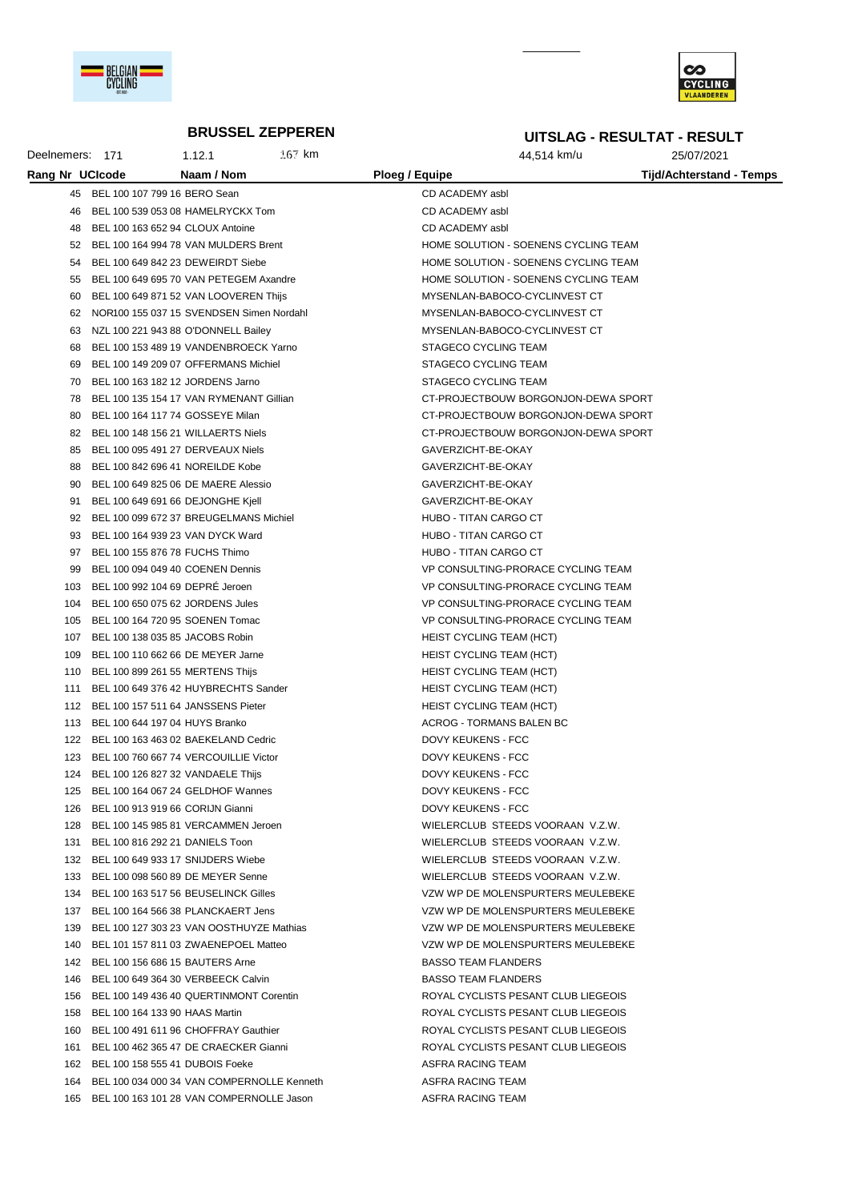**BRUSSEL ZEPPEREN**

**UITSLAG - RESULTAT - RESULT**

Deelnemers: 171 &nbsp;&nbsp; 1.12.1 &nbsp;&nbsp; 167 km &nbsp;&nbsp; 44,514 km/u &nbsp;&nbsp; 25/07/2021

| Rang | Nr | UCIcode | Naam / Nom | Ploeg / Equipe | Tijd/Achterstand - Temps |
|---|---|---|---|---|---|
| 45 | | BEL 100 107 799 16 | BERO Sean | CD ACADEMY asbl | |
| 46 | | BEL 100 539 053 08 | HAMELRYCKX Tom | CD ACADEMY asbl | |
| 48 | | BEL 100 163 652 94 | CLOUX Antoine | CD ACADEMY asbl | |
| 52 | | BEL 100 164 994 78 | VAN MULDERS Brent | HOME SOLUTION - SOENENS CYCLING TEAM | |
| 54 | | BEL 100 649 842 23 | DEWEIRDT Siebe | HOME SOLUTION - SOENENS CYCLING TEAM | |
| 55 | | BEL 100 649 695 70 | VAN PETEGEM Axandre | HOME SOLUTION - SOENENS CYCLING TEAM | |
| 60 | | BEL 100 649 871 52 | VAN LOOVEREN Thijs | MYSENLAN-BABOCO-CYCLINVEST CT | |
| 62 | | NOR100 155 037 15 | SVENDSEN Simen Nordahl | MYSENLAN-BABOCO-CYCLINVEST CT | |
| 63 | | NZL 100 221 943 88 | O'DONNELL Bailey | MYSENLAN-BABOCO-CYCLINVEST CT | |
| 68 | | BEL 100 153 489 19 | VANDENBROECK Yarno | STAGECO CYCLING TEAM | |
| 69 | | BEL 100 149 209 07 | OFFERMANS Michiel | STAGECO CYCLING TEAM | |
| 70 | | BEL 100 163 182 12 | JORDENS Jarno | STAGECO CYCLING TEAM | |
| 78 | | BEL 100 135 154 17 | VAN RYMENANT Gillian | CT-PROJECTBOUW BORGONJON-DEWA SPORT | |
| 80 | | BEL 100 164 117 74 | GOSSEYE Milan | CT-PROJECTBOUW BORGONJON-DEWA SPORT | |
| 82 | | BEL 100 148 156 21 | WILLAERTS Niels | CT-PROJECTBOUW BORGONJON-DEWA SPORT | |
| 85 | | BEL 100 095 491 27 | DERVEAUX Niels | GAVERZICHT-BE-OKAY | |
| 88 | | BEL 100 842 696 41 | NOREILDE Kobe | GAVERZICHT-BE-OKAY | |
| 90 | | BEL 100 649 825 06 | DE MAERE Alessio | GAVERZICHT-BE-OKAY | |
| 91 | | BEL 100 649 691 66 | DEJONGHE Kjell | GAVERZICHT-BE-OKAY | |
| 92 | | BEL 100 099 672 37 | BREUGELMANS Michiel | HUBO - TITAN CARGO CT | |
| 93 | | BEL 100 164 939 23 | VAN DYCK Ward | HUBO - TITAN CARGO CT | |
| 97 | | BEL 100 155 876 78 | FUCHS Thimo | HUBO - TITAN CARGO CT | |
| 99 | | BEL 100 094 049 40 | COENEN Dennis | VP CONSULTING-PRORACE CYCLING TEAM | |
| 103 | | BEL 100 992 104 69 | DEPRÉ Jeroen | VP CONSULTING-PRORACE CYCLING TEAM | |
| 104 | | BEL 100 650 075 62 | JORDENS Jules | VP CONSULTING-PRORACE CYCLING TEAM | |
| 105 | | BEL 100 164 720 95 | SOENEN Tomac | VP CONSULTING-PRORACE CYCLING TEAM | |
| 107 | | BEL 100 138 035 85 | JACOBS Robin | HEIST CYCLING TEAM (HCT) | |
| 109 | | BEL 100 110 662 66 | DE MEYER Jarne | HEIST CYCLING TEAM (HCT) | |
| 110 | | BEL 100 899 261 55 | MERTENS Thijs | HEIST CYCLING TEAM (HCT) | |
| 111 | | BEL 100 649 376 42 | HUYBRECHTS Sander | HEIST CYCLING TEAM (HCT) | |
| 112 | | BEL 100 157 511 64 | JANSSENS Pieter | HEIST CYCLING TEAM (HCT) | |
| 113 | | BEL 100 644 197 04 | HUYS Branko | ACROG - TORMANS BALEN BC | |
| 122 | | BEL 100 163 463 02 | BAEKELAND Cedric | DOVY KEUKENS - FCC | |
| 123 | | BEL 100 760 667 74 | VERCOUILLIE Victor | DOVY KEUKENS - FCC | |
| 124 | | BEL 100 126 827 32 | VANDAELE Thijs | DOVY KEUKENS - FCC | |
| 125 | | BEL 100 164 067 24 | GELDHOF Wannes | DOVY KEUKENS - FCC | |
| 126 | | BEL 100 913 919 66 | CORIJN Gianni | DOVY KEUKENS - FCC | |
| 128 | | BEL 100 145 985 81 | VERCAMMEN Jeroen | WIELERCLUB STEEDS VOORAAN V.Z.W. | |
| 131 | | BEL 100 816 292 21 | DANIELS Toon | WIELERCLUB STEEDS VOORAAN V.Z.W. | |
| 132 | | BEL 100 649 933 17 | SNIJDERS Wiebe | WIELERCLUB STEEDS VOORAAN V.Z.W. | |
| 133 | | BEL 100 098 560 89 | DE MEYER Senne | WIELERCLUB STEEDS VOORAAN V.Z.W. | |
| 134 | | BEL 100 163 517 56 | BEUSELINCK Gilles | VZW WP DE MOLENSPURTERS MEULEBEKE | |
| 137 | | BEL 100 164 566 38 | PLANCKAERT Jens | VZW WP DE MOLENSPURTERS MEULEBEKE | |
| 139 | | BEL 100 127 303 23 | VAN OOSTHUYZE Mathias | VZW WP DE MOLENSPURTERS MEULEBEKE | |
| 140 | | BEL 101 157 811 03 | ZWAENEPOEL Matteo | VZW WP DE MOLENSPURTERS MEULEBEKE | |
| 142 | | BEL 100 156 686 15 | BAUTERS Arne | BASSO TEAM FLANDERS | |
| 146 | | BEL 100 649 364 30 | VERBEECK Calvin | BASSO TEAM FLANDERS | |
| 156 | | BEL 100 149 436 40 | QUERTINMONT Corentin | ROYAL CYCLISTS PESANT CLUB LIEGEOIS | |
| 158 | | BEL 100 164 133 90 | HAAS Martin | ROYAL CYCLISTS PESANT CLUB LIEGEOIS | |
| 160 | | BEL 100 491 611 96 | CHOFFRAY Gauthier | ROYAL CYCLISTS PESANT CLUB LIEGEOIS | |
| 161 | | BEL 100 462 365 47 | DE CRAECKER Gianni | ROYAL CYCLISTS PESANT CLUB LIEGEOIS | |
| 162 | | BEL 100 158 555 41 | DUBOIS Foeke | ASFRA RACING TEAM | |
| 164 | | BEL 100 034 000 34 | VAN COMPERNOLLE Kenneth | ASFRA RACING TEAM | |
| 165 | | BEL 100 163 101 28 | VAN COMPERNOLLE Jason | ASFRA RACING TEAM | |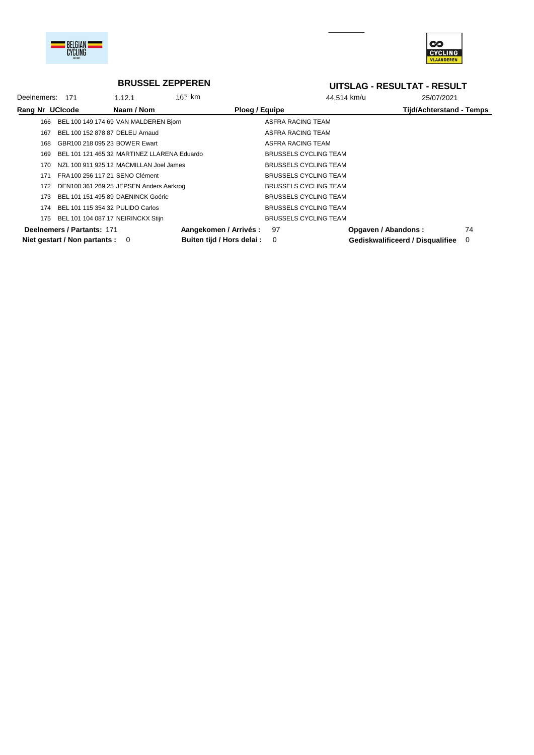## BRUSSEL ZEPPEREN

## UITSLAG - RESULTAT - RESULT

Deelnemers: 171 1.12.1 167 km 44,514 km/u 25/07/2021

| Rang Nr | UCIcode | Naam / Nom | Ploeg / Equipe | Tijd/Achterstand - Temps |
|---|---|---|---|---|
| 166 | BEL 100 149 174 69 | VAN MALDEREN Bjorn | ASFRA RACING TEAM | |
| 167 | BEL 100 152 878 87 | DELEU Arnaud | ASFRA RACING TEAM | |
| 168 | GBR100 218 095 23 | BOWER Ewart | ASFRA RACING TEAM | |
| 169 | BEL 101 121 465 32 | MARTINEZ LLARENA Eduardo | BRUSSELS CYCLING TEAM | |
| 170 | NZL 100 911 925 12 | MACMILLAN Joel James | BRUSSELS CYCLING TEAM | |
| 171 | FRA 100 256 117 21 | SENO Clément | BRUSSELS CYCLING TEAM | |
| 172 | DEN100 361 269 25 | JEPSEN Anders Aarkrog | BRUSSELS CYCLING TEAM | |
| 173 | BEL 101 151 495 89 | DAENINCK Goéric | BRUSSELS CYCLING TEAM | |
| 174 | BEL 101 115 354 32 | PULIDO Carlos | BRUSSELS CYCLING TEAM | |
| 175 | BEL 101 104 087 17 | NEIRINCKX Stijn | BRUSSELS CYCLING TEAM | |

**Deelnemers / Partants:** 171 **Aangekomen / Arrivés :** 97 **Opgaven / Abandons :** 74

**Niet gestart / Non partants :** 0 **Buiten tijd / Hors delai :** 0 **Gediskwalificeerd / Disqualifiee** 0